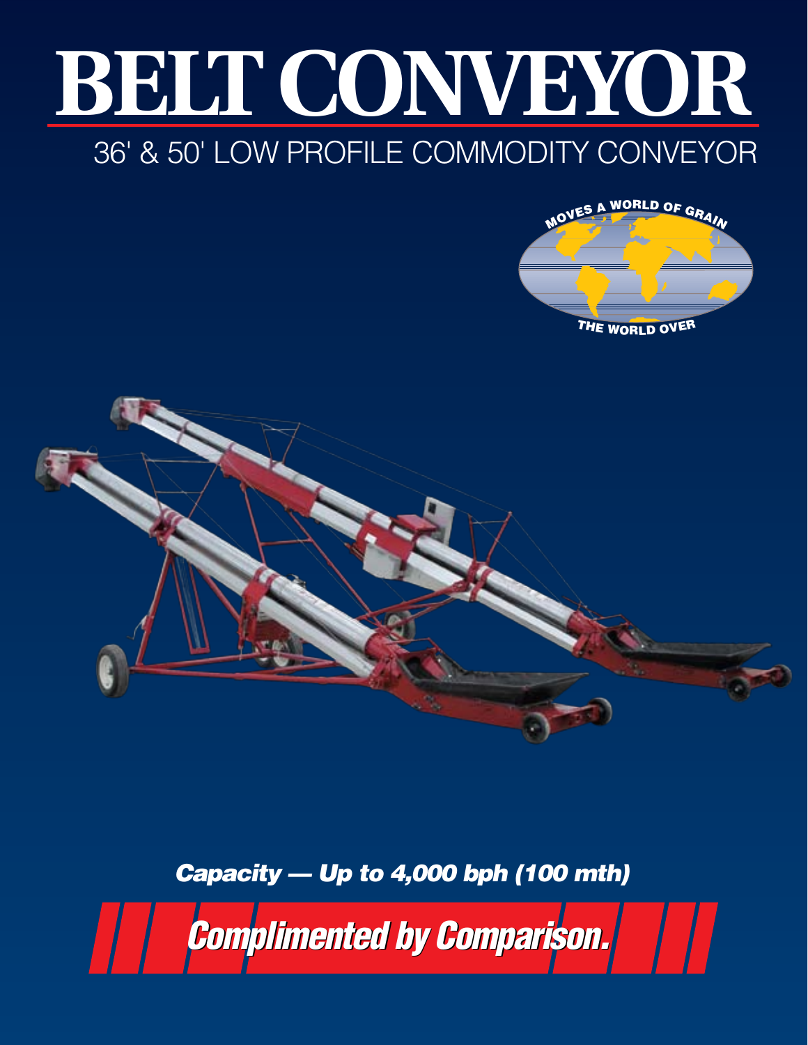# BELT CONVEYOR

## 36' & 50' LOW PROFILE COMMODITY CONVEYOR

MOVES A WORLD OF GRAIN THE WORLD OVER

***Capacity — Up to 4,000 bph (100 mth)***

***Complimented by Comparison.***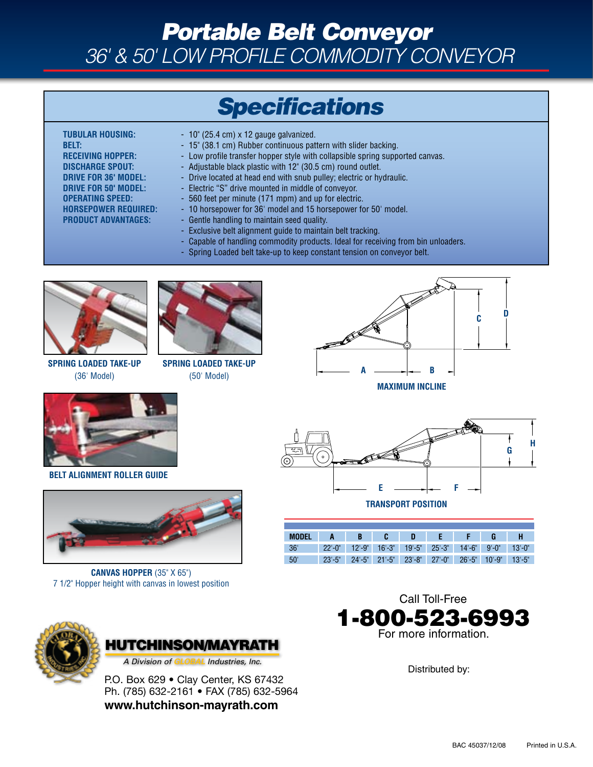# Portable Belt Conveyor

## 36' & 50' LOW PROFILE COMMODITY CONVEYOR

## Specifications

| | |
|---|---|
| **TUBULAR HOUSING:** | - 10" (25.4 cm) x 12 gauge galvanized. |
| **BELT:** | - 15" (38.1 cm) Rubber continuous pattern with slider backing. |
| **RECEIVING HOPPER:** | - Low profile transfer hopper style with collapsible spring supported canvas. |
| **DISCHARGE SPOUT:** | - Adjustable black plastic with 12" (30.5 cm) round outlet. |
| **DRIVE FOR 36' MODEL:** | - Drive located at head end with snub pulley; electric or hydraulic. |
| **DRIVE FOR 50' MODEL:** | - Electric "S" drive mounted in middle of conveyor. |
| **OPERATING SPEED:** | - 560 feet per minute (171 mpm) and up for electric. |
| **HORSEPOWER REQUIRED:** | - 10 horsepower for 36' model and 15 horsepower for 50' model. |
| **PRODUCT ADVANTAGES:** | - Gentle handling to maintain seed quality. |
| | - Exclusive belt alignment guide to maintain belt tracking. |
| | - Capable of handling commodity products. Ideal for receiving from bin unloaders. |
| | - Spring Loaded belt take-up to keep constant tension on conveyor belt. |

**SPRING LOADED TAKE-UP**
(36' Model)

**SPRING LOADED TAKE-UP**
(50' Model)

**BELT ALIGNMENT ROLLER GUIDE**

**CANVAS HOPPER** (35" X 65")
7 1/2" Hopper height with canvas in lowest position

A B C D

**MAXIMUM INCLINE**

E F G H

**TRANSPORT POSITION**

| MODEL | A | B | C | D | E | F | G | H |
|---|---|---|---|---|---|---|---|---|
| 36' | 22'-0" | 12'-9" | 16'-3" | 19'-5" | 25'-3" | 14'-6" | 9'-0" | 13'-0" |
| 50' | 23'-5" | 24'-5" | 21'-5" | 23'-8" | 27'-0" | 26'-5" | 10'-9" | 13'-5" |

Call Toll-Free
**1-800-523-6993**
For more information.

**HUTCHINSON/MAYRATH**
*A Division of GLOBAL Industries, Inc.*
P.O. Box 629 • Clay Center, KS 67432
Ph. (785) 632-2161 • FAX (785) 632-5964
**www.hutchinson-mayrath.com**

Distributed by:

BAC 45037/12/08 Printed in U.S.A.